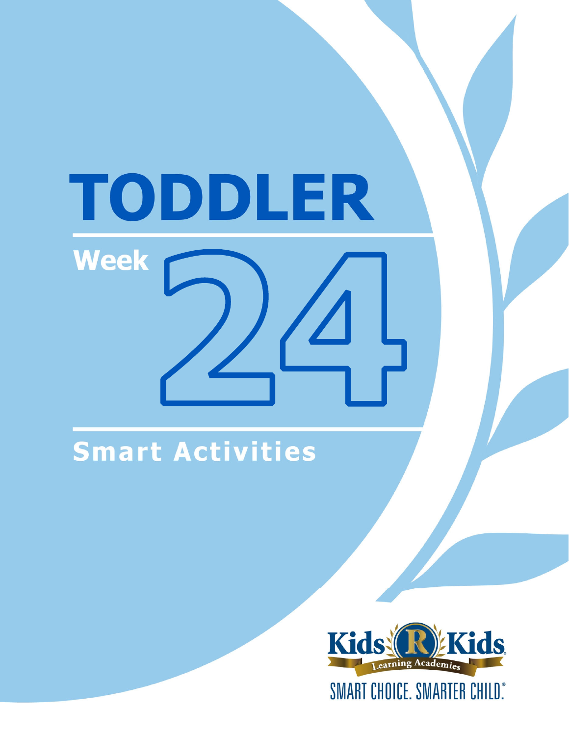# TODDLER

## Week 24

## Smart Activities

Kids R Kids Learning Academies

SMART CHOICE. SMARTER CHILD.®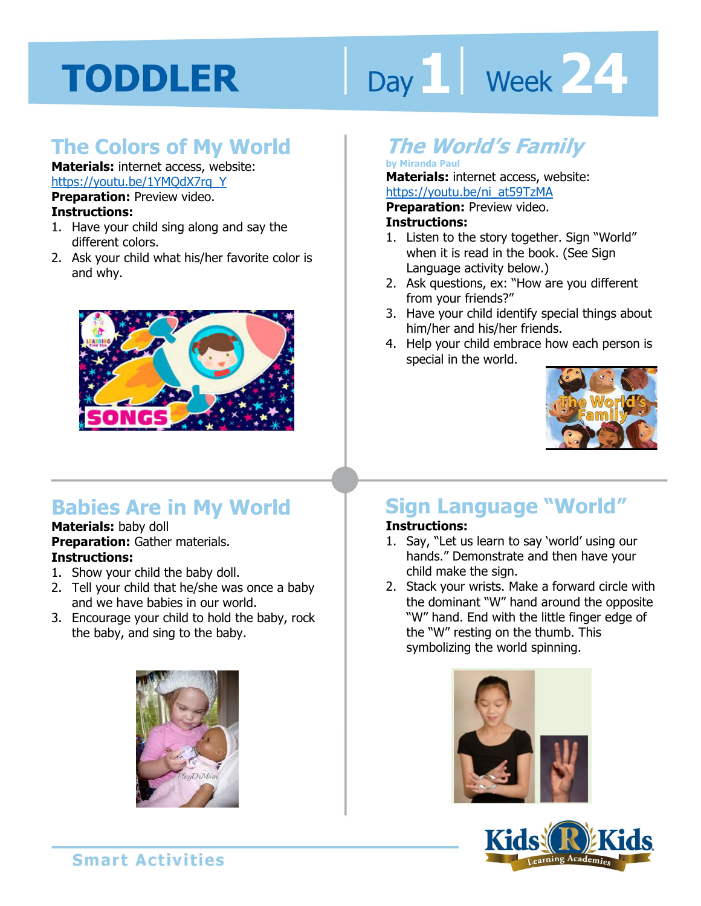# TODDLER Day 1 Week 24

## The Colors of My World

**Materials:** internet access, website: https://youtu.be/1YMQdX7rq_Y

**Preparation:** Preview video.

**Instructions:**

1. Have your child sing along and say the different colors.
2. Ask your child what his/her favorite color is and why.

## *The World's Family*

**by Miranda Paul**

**Materials:** internet access, website: https://youtu.be/ni_at59TzMA

**Preparation:** Preview video.

**Instructions:**

1. Listen to the story together. Sign "World" when it is read in the book. (See Sign Language activity below.)
2. Ask questions, ex: "How are you different from your friends?"
3. Have your child identify special things about him/her and his/her friends.
4. Help your child embrace how each person is special in the world.

## Babies Are in My World

**Materials:** baby doll

**Preparation:** Gather materials.

**Instructions:**

1. Show your child the baby doll.
2. Tell your child that he/she was once a baby and we have babies in our world.
3. Encourage your child to hold the baby, rock the baby, and sing to the baby.

## Sign Language "World"

**Instructions:**

1. Say, "Let us learn to say 'world' using our hands." Demonstrate and then have your child make the sign.
2. Stack your wrists. Make a forward circle with the dominant "W" hand around the opposite "W" hand. End with the little finger edge of the "W" resting on the thumb. This symbolizing the world spinning.

Smart Activities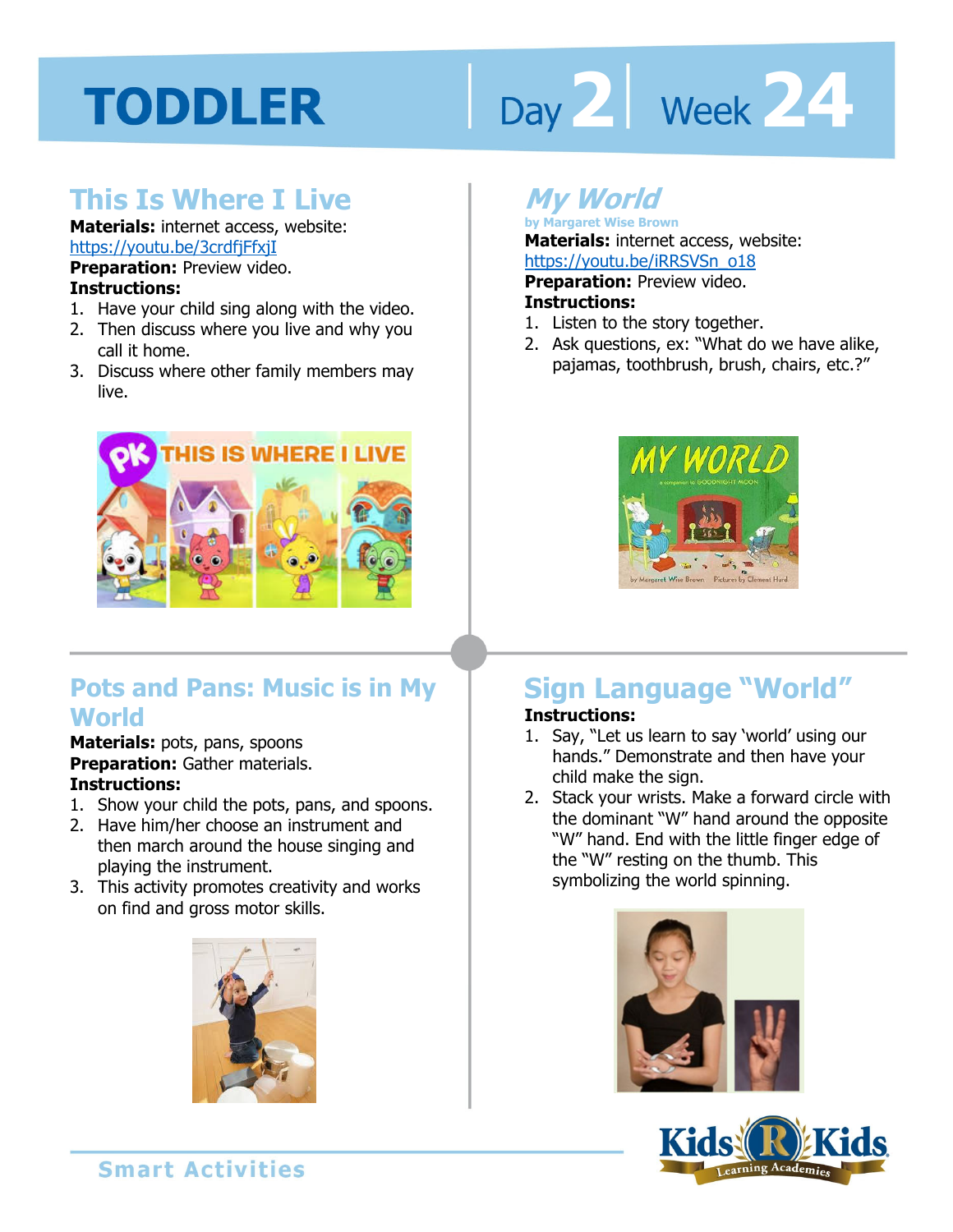# TODDLER

Day 2 | Week 24

## This Is Where I Live

**Materials:** internet access, website: https://youtu.be/3crdjFfxjI

**Preparation:** Preview video.

**Instructions:**

1. Have your child sing along with the video.
2. Then discuss where you live and why you call it home.
3. Discuss where other family members may live.

## *My World*

**by Margaret Wise Brown**

**Materials:** internet access, website: https://youtu.be/iRRSVSn_o18

**Preparation:** Preview video.

**Instructions:**

1. Listen to the story together.
2. Ask questions, ex: "What do we have alike, pajamas, toothbrush, brush, chairs, etc.?"

## Pots and Pans: Music is in My World

**Materials:** pots, pans, spoons

**Preparation:** Gather materials.

**Instructions:**

1. Show your child the pots, pans, and spoons.
2. Have him/her choose an instrument and then march around the house singing and playing the instrument.
3. This activity promotes creativity and works on find and gross motor skills.

## Sign Language "World"

**Instructions:**

1. Say, "Let us learn to say 'world' using our hands." Demonstrate and then have your child make the sign.
2. Stack your wrists. Make a forward circle with the dominant "W" hand around the opposite "W" hand. End with the little finger edge of the "W" resting on the thumb. This symbolizing the world spinning.

Smart Activities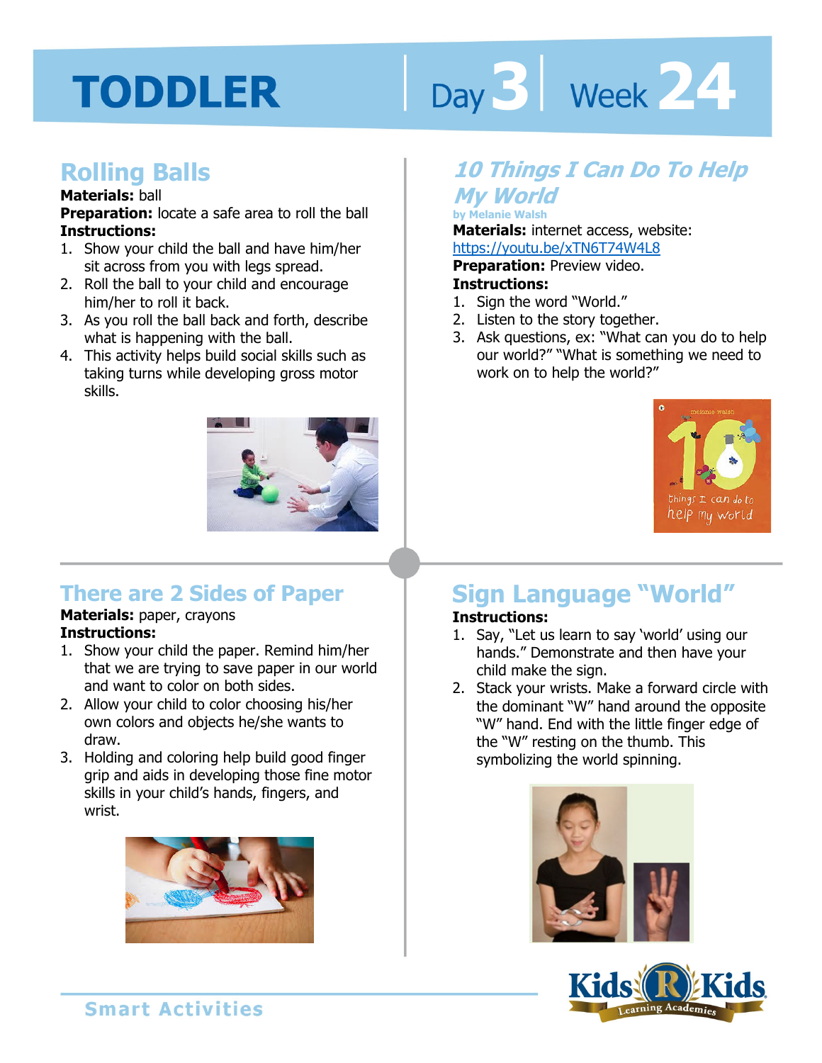# TODDLER

Day 3 | Week 24

## Rolling Balls

**Materials:** ball
**Preparation:** locate a safe area to roll the ball
**Instructions:**

1. Show your child the ball and have him/her sit across from you with legs spread.
2. Roll the ball to your child and encourage him/her to roll it back.
3. As you roll the ball back and forth, describe what is happening with the ball.
4. This activity helps build social skills such as taking turns while developing gross motor skills.

## *10 Things I Can Do To Help My World*

**by Melanie Walsh**

**Materials:** internet access, website: https://youtu.be/xTN6T74W4L8
**Preparation:** Preview video.
**Instructions:**

1. Sign the word "World."
2. Listen to the story together.
3. Ask questions, ex: "What can you do to help our world?" "What is something we need to work on to help the world?"

## There are 2 Sides of Paper

**Materials:** paper, crayons
**Instructions:**

1. Show your child the paper. Remind him/her that we are trying to save paper in our world and want to color on both sides.
2. Allow your child to color choosing his/her own colors and objects he/she wants to draw.
3. Holding and coloring help build good finger grip and aids in developing those fine motor skills in your child's hands, fingers, and wrist.

## Sign Language "World"

**Instructions:**

1. Say, "Let us learn to say 'world' using our hands." Demonstrate and then have your child make the sign.
2. Stack your wrists. Make a forward circle with the dominant "W" hand around the opposite "W" hand. End with the little finger edge of the "W" resting on the thumb. This symbolizing the world spinning.

Smart Activities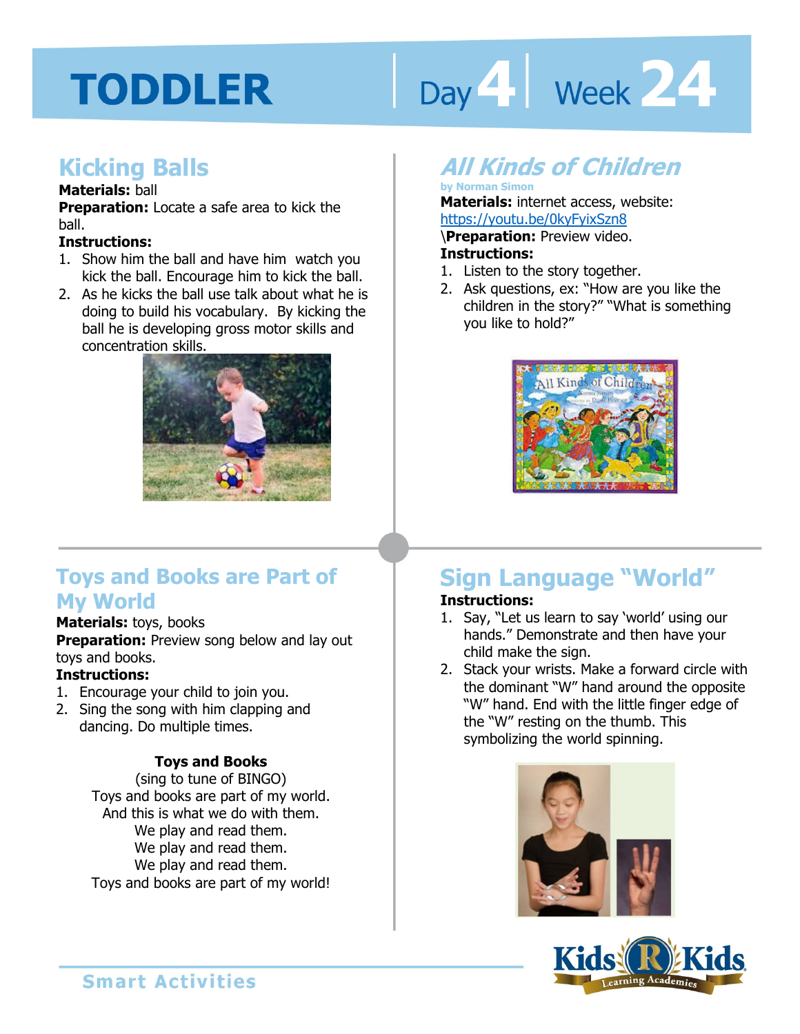# TODDLER

Day 4 | Week 24

## Kicking Balls

**Materials:** ball

**Preparation:** Locate a safe area to kick the ball.

**Instructions:**

1. Show him the ball and have him watch you kick the ball. Encourage him to kick the ball.
2. As he kicks the ball use talk about what he is doing to build his vocabulary. By kicking the ball he is developing gross motor skills and concentration skills.

## *All Kinds of Children*

by Norman Simon

**Materials:** internet access, website: https://youtu.be/0kyFyixSzn8

\**Preparation:** Preview video.

**Instructions:**

1. Listen to the story together.
2. Ask questions, ex: "How are you like the children in the story?" "What is something you like to hold?"

## Toys and Books are Part of My World

**Materials:** toys, books

**Preparation:** Preview song below and lay out toys and books.

**Instructions:**

1. Encourage your child to join you.
2. Sing the song with him clapping and dancing. Do multiple times.

**Toys and Books**

(sing to tune of BINGO)

Toys and books are part of my world.
And this is what we do with them.
We play and read them.
We play and read them.
We play and read them.
Toys and books are part of my world!

## Sign Language "World"

**Instructions:**

1. Say, "Let us learn to say 'world' using our hands." Demonstrate and then have your child make the sign.
2. Stack your wrists. Make a forward circle with the dominant "W" hand around the opposite "W" hand. End with the little finger edge of the "W" resting on the thumb. This symbolizing the world spinning.

Smart Activities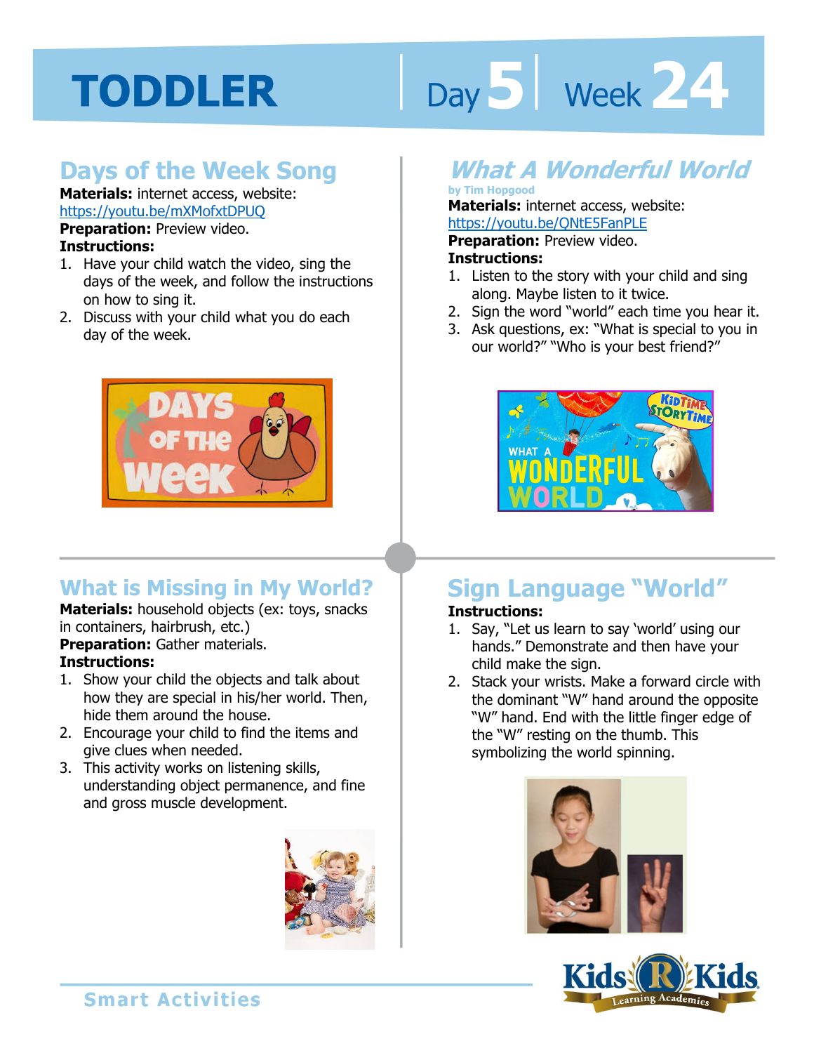# TODDLER

Day 5 | Week 24

## Days of the Week Song

**Materials:** internet access, website: https://youtu.be/mXMofxtDPUQ

**Preparation:** Preview video.

**Instructions:**

1. Have your child watch the video, sing the days of the week, and follow the instructions on how to sing it.
2. Discuss with your child what you do each day of the week.

## *What A Wonderful World*

by Tim Hopgood

**Materials:** internet access, website: https://youtu.be/QNtE5FanPLE

**Preparation:** Preview video.

**Instructions:**

1. Listen to the story with your child and sing along. Maybe listen to it twice.
2. Sign the word "world" each time you hear it.
3. Ask questions, ex: "What is special to you in our world?" "Who is your best friend?"

## What is Missing in My World?

**Materials:** household objects (ex: toys, snacks in containers, hairbrush, etc.)

**Preparation:** Gather materials.

**Instructions:**

1. Show your child the objects and talk about how they are special in his/her world. Then, hide them around the house.
2. Encourage your child to find the items and give clues when needed.
3. This activity works on listening skills, understanding object permanence, and fine and gross muscle development.

## Sign Language "World"

**Instructions:**

1. Say, "Let us learn to say 'world' using our hands." Demonstrate and then have your child make the sign.
2. Stack your wrists. Make a forward circle with the dominant "W" hand around the opposite "W" hand. End with the little finger edge of the "W" resting on the thumb. This symbolizing the world spinning.

Smart Activities